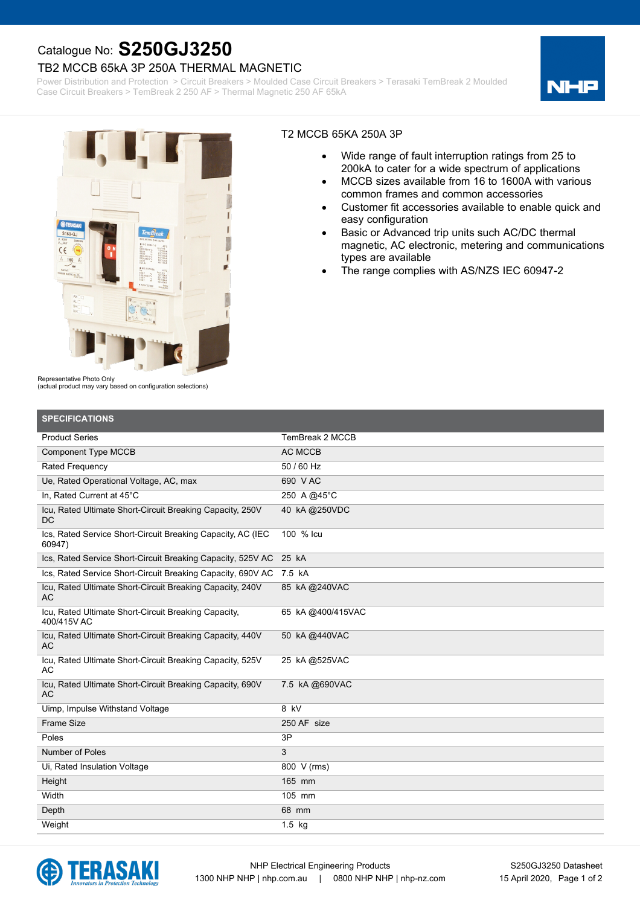# Catalogue No: **S250GJ3250**

## TB2 MCCB 65kA 3P 250A THERMAL MAGNETIC

Power Distribution and Protection > Circuit Breakers > Moulded Case Circuit Breakers > Terasaki TemBreak 2 Moulded Case Circuit Breakers > TemBreak 2 250 AF > Thermal Magnetic 250 AF 65kA

Representative Photo Only
(actual product may vary based on configuration selections)

T2 MCCB 65KA 250A 3P

- Wide range of fault interruption ratings from 25 to 200kA to cater for a wide spectrum of applications
- MCCB sizes available from 16 to 1600A with various common frames and common accessories
- Customer fit accessories available to enable quick and easy configuration
- Basic or Advanced trip units such AC/DC thermal magnetic, AC electronic, metering and communications types are available
- The range complies with AS/NZS IEC 60947-2

## SPECIFICATIONS

| Specification | Value |
|---|---|
| Product Series | TemBreak 2 MCCB |
| Component Type MCCB | AC MCCB |
| Rated Frequency | 50 / 60 Hz |
| Ue, Rated Operational Voltage, AC, max | 690 V AC |
| In, Rated Current at 45°C | 250 A @45°C |
| Icu, Rated Ultimate Short-Circuit Breaking Capacity, 250V DC | 40 kA @250VDC |
| Ics, Rated Service Short-Circuit Breaking Capacity, AC (IEC 60947) | 100 % Icu |
| Ics, Rated Service Short-Circuit Breaking Capacity, 525V AC | 25 kA |
| Ics, Rated Service Short-Circuit Breaking Capacity, 690V AC | 7.5 kA |
| Icu, Rated Ultimate Short-Circuit Breaking Capacity, 240V AC | 85 kA @240VAC |
| Icu, Rated Ultimate Short-Circuit Breaking Capacity, 400/415V AC | 65 kA @400/415VAC |
| Icu, Rated Ultimate Short-Circuit Breaking Capacity, 440V AC | 50 kA @440VAC |
| Icu, Rated Ultimate Short-Circuit Breaking Capacity, 525V AC | 25 kA @525VAC |
| Icu, Rated Ultimate Short-Circuit Breaking Capacity, 690V AC | 7.5 kA @690VAC |
| Uimp, Impulse Withstand Voltage | 8 kV |
| Frame Size | 250 AF size |
| Poles | 3P |
| Number of Poles | 3 |
| Ui, Rated Insulation Voltage | 800 V (rms) |
| Height | 165 mm |
| Width | 105 mm |
| Depth | 68 mm |
| Weight | 1.5 kg |

NHP Electrical Engineering Products
1300 NHP NHP | nhp.com.au | 0800 NHP NHP | nhp-nz.com

S250GJ3250 Datasheet
15 April 2020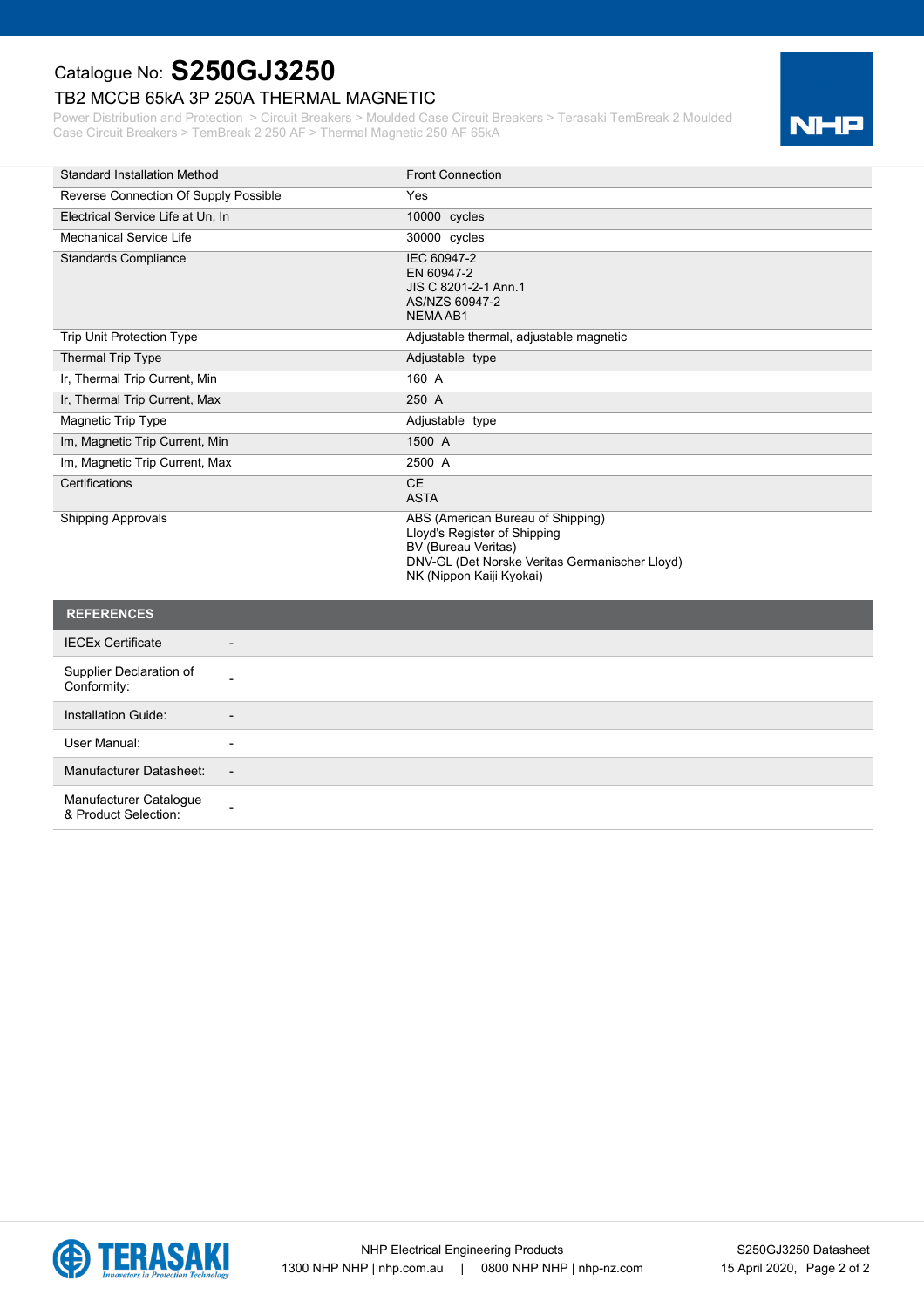Catalogue No: **S250GJ3250**

## TB2 MCCB 65kA 3P 250A THERMAL MAGNETIC

Power Distribution and Protection > Circuit Breakers > Moulded Case Circuit Breakers > Terasaki TemBreak 2 Moulded Case Circuit Breakers > TemBreak 2 250 AF > Thermal Magnetic 250 AF 65kA

| | |
|---|---|
| Standard Installation Method | Front Connection |
| Reverse Connection Of Supply Possible | Yes |
| Electrical Service Life at Un, In | 10000 cycles |
| Mechanical Service Life | 30000 cycles |
| Standards Compliance | IEC 60947-2<br>EN 60947-2<br>JIS C 8201-2-1 Ann.1<br>AS/NZS 60947-2<br>NEMA AB1 |
| Trip Unit Protection Type | Adjustable thermal, adjustable magnetic |
| Thermal Trip Type | Adjustable type |
| Ir, Thermal Trip Current, Min | 160 A |
| Ir, Thermal Trip Current, Max | 250 A |
| Magnetic Trip Type | Adjustable type |
| Im, Magnetic Trip Current, Min | 1500 A |
| Im, Magnetic Trip Current, Max | 2500 A |
| Certifications | CE<br>ASTA |
| Shipping Approvals | ABS (American Bureau of Shipping)<br>Lloyd's Register of Shipping<br>BV (Bureau Veritas)<br>DNV-GL (Det Norske Veritas Germanischer Lloyd)<br>NK (Nippon Kaiji Kyokai) |

## REFERENCES

| | |
|---|---|
| IECEx Certificate | - |
| Supplier Declaration of Conformity: | - |
| Installation Guide: | - |
| User Manual: | - |
| Manufacturer Datasheet: | - |
| Manufacturer Catalogue & Product Selection: | - |

NHP Electrical Engineering Products
1300 NHP NHP | nhp.com.au | 0800 NHP NHP | nhp-nz.com